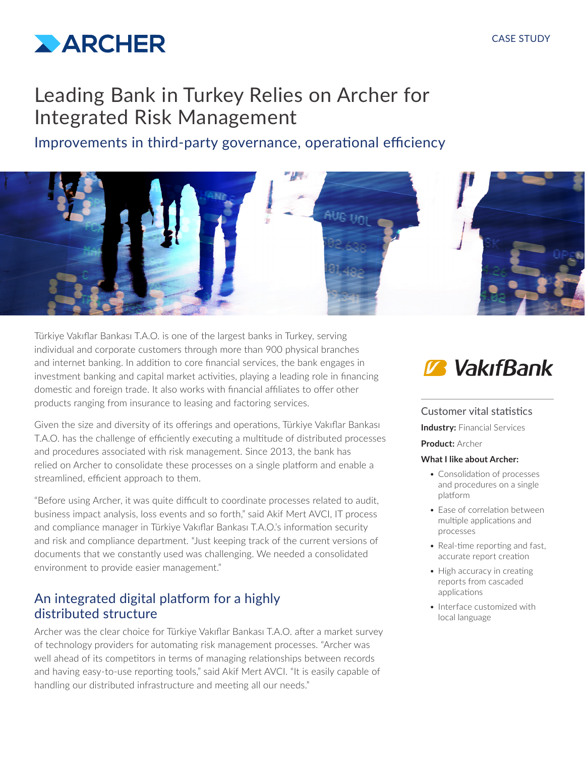CASE STUDY

# Leading Bank in Turkey Relies on Archer for Integrated Risk Management

## Improvements in third-party governance, operational efficiency

Türkiye Vakıflar Bankası T.A.O. is one of the largest banks in Turkey, serving individual and corporate customers through more than 900 physical branches and internet banking. In addition to core financial services, the bank engages in investment banking and capital market activities, playing a leading role in financing domestic and foreign trade. It also works with financial affiliates to offer other products ranging from insurance to leasing and factoring services.

Given the size and diversity of its offerings and operations, Türkiye Vakıflar Bankası T.A.O. has the challenge of efficiently executing a multitude of distributed processes and procedures associated with risk management. Since 2013, the bank has relied on Archer to consolidate these processes on a single platform and enable a streamlined, efficient approach to them.

"Before using Archer, it was quite difficult to coordinate processes related to audit, business impact analysis, loss events and so forth," said Akif Mert AVCI, IT process and compliance manager in Türkiye Vakıflar Bankası T.A.O.'s information security and risk and compliance department. "Just keeping track of the current versions of documents that we constantly used was challenging. We needed a consolidated environment to provide easier management."

### An integrated digital platform for a highly distributed structure

Archer was the clear choice for Türkiye Vakıflar Bankası T.A.O. after a market survey of technology providers for automating risk management processes. "Archer was well ahead of its competitors in terms of managing relationships between records and having easy-to-use reporting tools," said Akif Mert AVCI. "It is easily capable of handling our distributed infrastructure and meeting all our needs."

VakıfBank

### Customer vital statistics

**Industry:** Financial Services

**Product:** Archer

**What I like about Archer:**

- Consolidation of processes and procedures on a single platform
- Ease of correlation between multiple applications and processes
- Real-time reporting and fast, accurate report creation
- High accuracy in creating reports from cascaded applications
- Interface customized with local language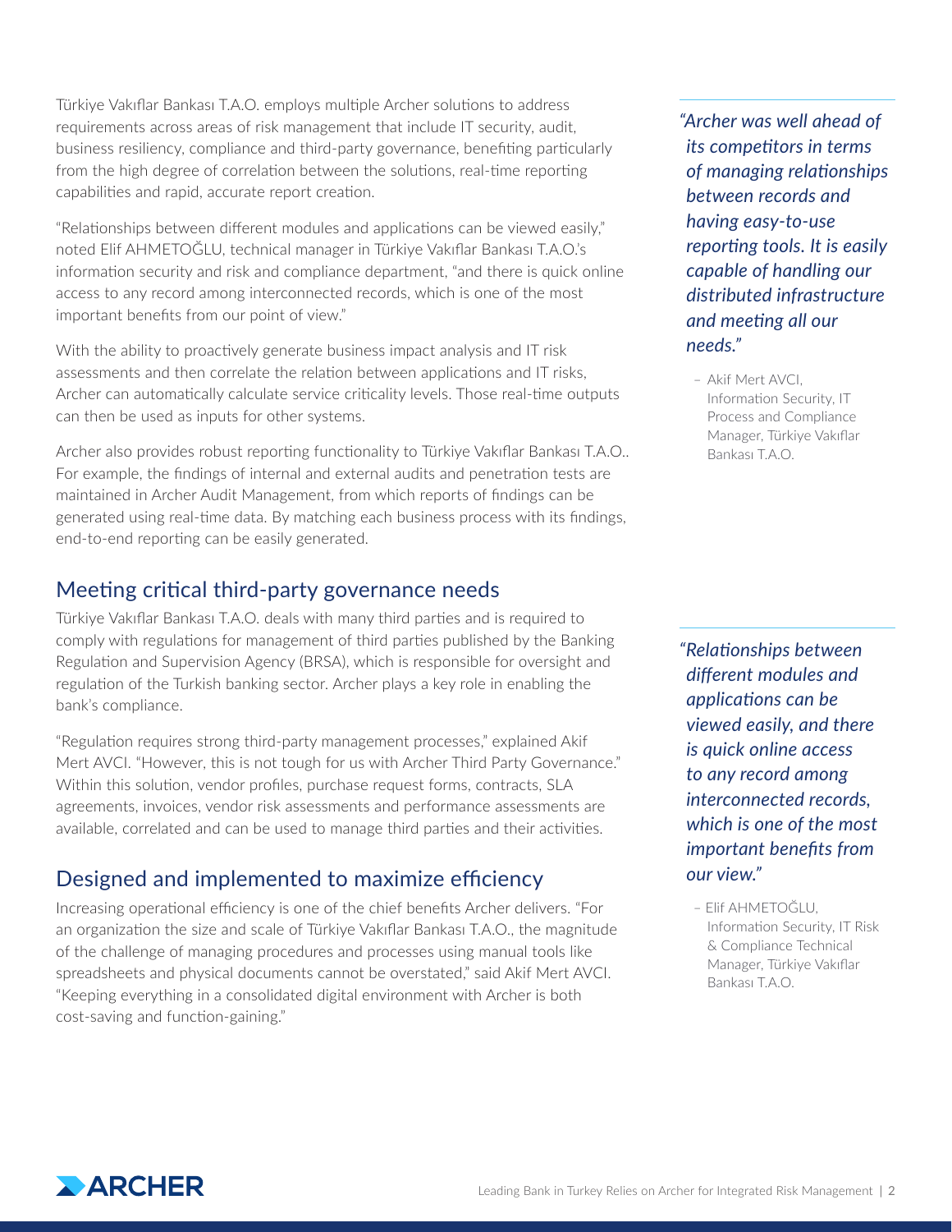Türkiye Vakıflar Bankası T.A.O. employs multiple Archer solutions to address requirements across areas of risk management that include IT security, audit, business resiliency, compliance and third-party governance, benefiting particularly from the high degree of correlation between the solutions, real-time reporting capabilities and rapid, accurate report creation.

"Relationships between different modules and applications can be viewed easily," noted Elif AHMETOĞLU, technical manager in Türkiye Vakıflar Bankası T.A.O.'s information security and risk and compliance department, "and there is quick online access to any record among interconnected records, which is one of the most important benefits from our point of view."

With the ability to proactively generate business impact analysis and IT risk assessments and then correlate the relation between applications and IT risks, Archer can automatically calculate service criticality levels. Those real-time outputs can then be used as inputs for other systems.

Archer also provides robust reporting functionality to Türkiye Vakıflar Bankası T.A.O.. For example, the findings of internal and external audits and penetration tests are maintained in Archer Audit Management, from which reports of findings can be generated using real-time data. By matching each business process with its findings, end-to-end reporting can be easily generated.

> ***"Archer was well ahead of its competitors in terms of managing relationships between records and having easy-to-use reporting tools. It is easily capable of handling our distributed infrastructure and meeting all our needs."***
>
> – Akif Mert AVCI, Information Security, IT Process and Compliance Manager, Türkiye Vakıflar Bankası T.A.O.

## Meeting critical third-party governance needs

Türkiye Vakıflar Bankası T.A.O. deals with many third parties and is required to comply with regulations for management of third parties published by the Banking Regulation and Supervision Agency (BRSA), which is responsible for oversight and regulation of the Turkish banking sector. Archer plays a key role in enabling the bank's compliance.

"Regulation requires strong third-party management processes," explained Akif Mert AVCI. "However, this is not tough for us with Archer Third Party Governance." Within this solution, vendor profiles, purchase request forms, contracts, SLA agreements, invoices, vendor risk assessments and performance assessments are available, correlated and can be used to manage third parties and their activities.

> ***"Relationships between different modules and applications can be viewed easily, and there is quick online access to any record among interconnected records, which is one of the most important benefits from our view."***
>
> – Elif AHMETOĞLU, Information Security, IT Risk & Compliance Technical Manager, Türkiye Vakıflar Bankası T.A.O.

## Designed and implemented to maximize efficiency

Increasing operational efficiency is one of the chief benefits Archer delivers. "For an organization the size and scale of Türkiye Vakıflar Bankası T.A.O., the magnitude of the challenge of managing procedures and processes using manual tools like spreadsheets and physical documents cannot be overstated," said Akif Mert AVCI. "Keeping everything in a consolidated digital environment with Archer is both cost-saving and function-gaining."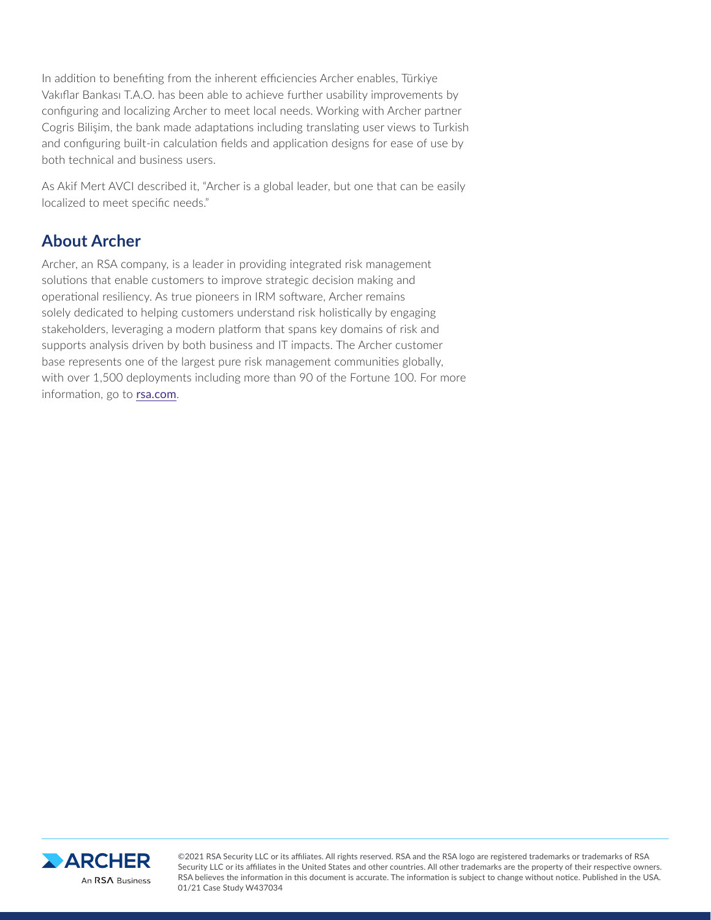In addition to benefiting from the inherent efficiencies Archer enables, Türkiye Vakıflar Bankası T.A.O. has been able to achieve further usability improvements by configuring and localizing Archer to meet local needs. Working with Archer partner Cogris Bilişim, the bank made adaptations including translating user views to Turkish and configuring built-in calculation fields and application designs for ease of use by both technical and business users.

As Akif Mert AVCI described it, "Archer is a global leader, but one that can be easily localized to meet specific needs."

## About Archer

Archer, an RSA company, is a leader in providing integrated risk management solutions that enable customers to improve strategic decision making and operational resiliency. As true pioneers in IRM software, Archer remains solely dedicated to helping customers understand risk holistically by engaging stakeholders, leveraging a modern platform that spans key domains of risk and supports analysis driven by both business and IT impacts. The Archer customer base represents one of the largest pure risk management communities globally, with over 1,500 deployments including more than 90 of the Fortune 100. For more information, go to [rsa.com](rsa.com).

ARCHER
An RSA Business

©2021 RSA Security LLC or its affiliates. All rights reserved. RSA and the RSA logo are registered trademarks or trademarks of RSA Security LLC or its affiliates in the United States and other countries. All other trademarks are the property of their respective owners. RSA believes the information in this document is accurate. The information is subject to change without notice. Published in the USA. 01/21 Case Study W437034